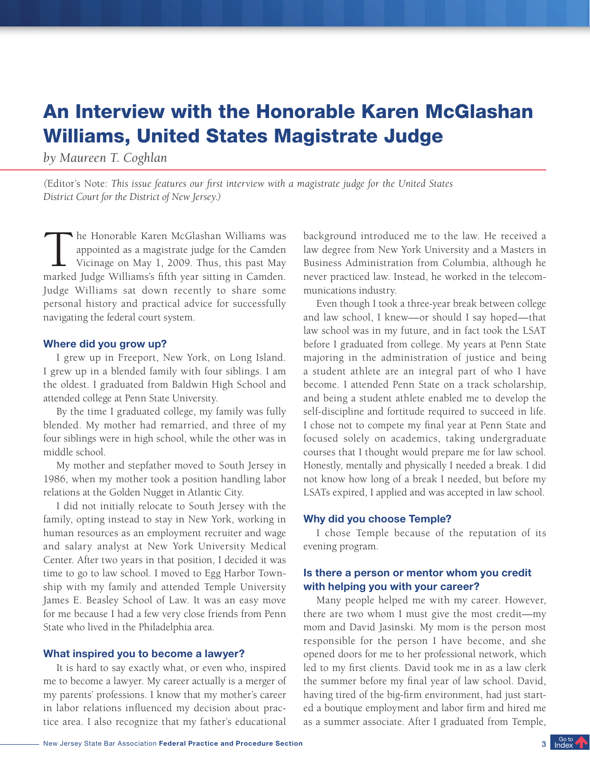# An Interview with the Honorable Karen McGlashan Williams, United States Magistrate Judge

*by Maureen T. Coghlan*

(Editor's Note: *This issue features our first interview with a magistrate judge for the United States District Court for the District of New Jersey.)*

The Honorable Karen McGlashan Williams was appointed as a magistrate judge for the Camden Vicinage on May 1, 2009. Thus, this past May marked Judge Williams's fifth year sitting in Camden. Judge Williams sat down recently to share some personal history and practical advice for successfully navigating the federal court system.

### Where did you grow up?

I grew up in Freeport, New York, on Long Island. I grew up in a blended family with four siblings. I am the oldest. I graduated from Baldwin High School and attended college at Penn State University.

By the time I graduated college, my family was fully blended. My mother had remarried, and three of my four siblings were in high school, while the other was in middle school.

My mother and stepfather moved to South Jersey in 1986, when my mother took a position handling labor relations at the Golden Nugget in Atlantic City.

I did not initially relocate to South Jersey with the family, opting instead to stay in New York, working in human resources as an employment recruiter and wage and salary analyst at New York University Medical Center. After two years in that position, I decided it was time to go to law school. I moved to Egg Harbor Township with my family and attended Temple University James E. Beasley School of Law. It was an easy move for me because I had a few very close friends from Penn State who lived in the Philadelphia area.

### What inspired you to become a lawyer?

It is hard to say exactly what, or even who, inspired me to become a lawyer. My career actually is a merger of my parents' professions. I know that my mother's career in labor relations influenced my decision about practice area. I also recognize that my father's educational background introduced me to the law. He received a law degree from New York University and a Masters in Business Administration from Columbia, although he never practiced law. Instead, he worked in the telecommunications industry.

Even though I took a three-year break between college and law school, I knew—or should I say hoped—that law school was in my future, and in fact took the LSAT before I graduated from college. My years at Penn State majoring in the administration of justice and being a student athlete are an integral part of who I have become. I attended Penn State on a track scholarship, and being a student athlete enabled me to develop the self-discipline and fortitude required to succeed in life. I chose not to compete my final year at Penn State and focused solely on academics, taking undergraduate courses that I thought would prepare me for law school. Honestly, mentally and physically I needed a break. I did not know how long of a break I needed, but before my LSATs expired, I applied and was accepted in law school.

### Why did you choose Temple?

I chose Temple because of the reputation of its evening program.

### Is there a person or mentor whom you credit with helping you with your career?

Many people helped me with my career. However, there are two whom I must give the most credit—my mom and David Jasinski. My mom is the person most responsible for the person I have become, and she opened doors for me to her professional network, which led to my first clients. David took me in as a law clerk the summer before my final year of law school. David, having tired of the big-firm environment, had just started a boutique employment and labor firm and hired me as a summer associate. After I graduated from Temple,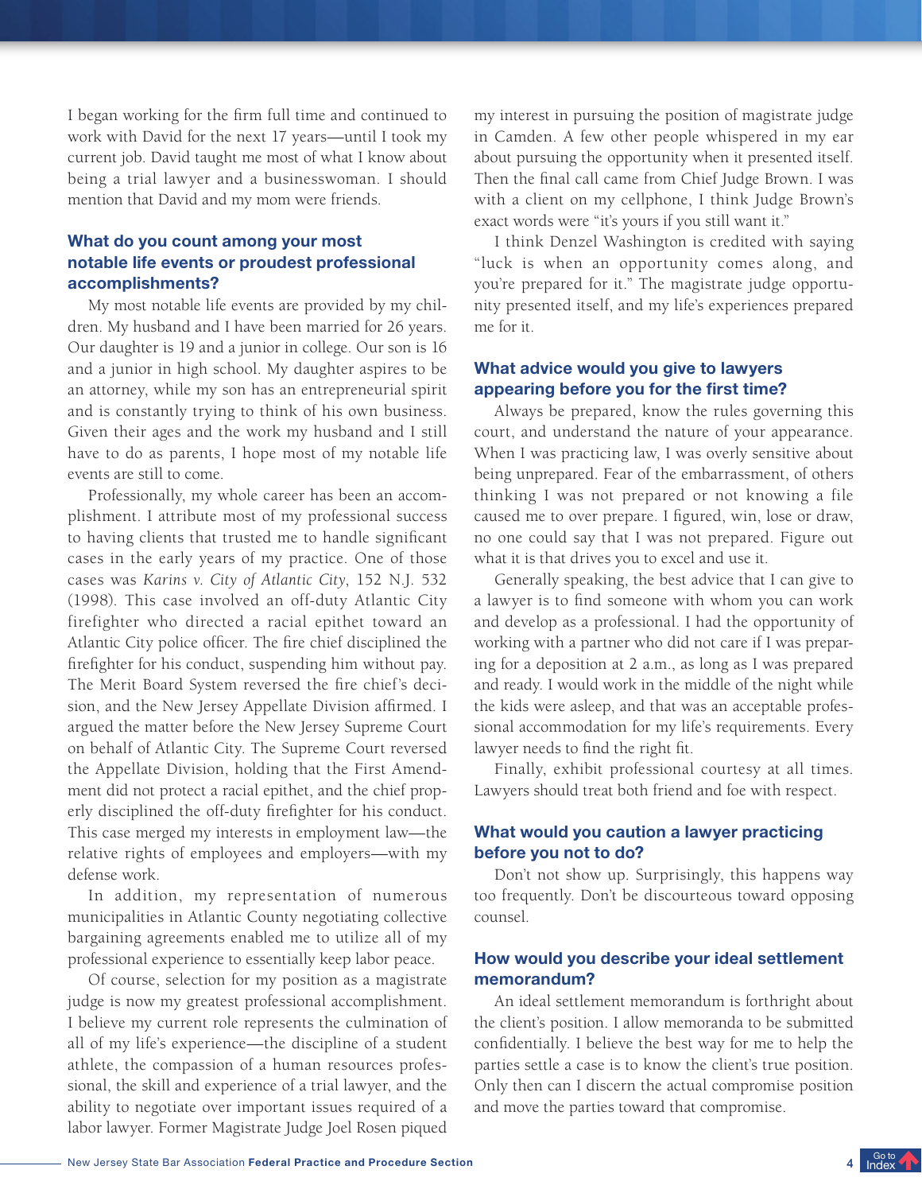I began working for the firm full time and continued to work with David for the next 17 years—until I took my current job. David taught me most of what I know about being a trial lawyer and a businesswoman. I should mention that David and my mom were friends.

### What do you count among your most notable life events or proudest professional accomplishments?

My most notable life events are provided by my children. My husband and I have been married for 26 years. Our daughter is 19 and a junior in college. Our son is 16 and a junior in high school. My daughter aspires to be an attorney, while my son has an entrepreneurial spirit and is constantly trying to think of his own business. Given their ages and the work my husband and I still have to do as parents, I hope most of my notable life events are still to come.

Professionally, my whole career has been an accomplishment. I attribute most of my professional success to having clients that trusted me to handle significant cases in the early years of my practice. One of those cases was *Karins v. City of Atlantic City*, 152 N.J. 532 (1998). This case involved an off-duty Atlantic City firefighter who directed a racial epithet toward an Atlantic City police officer. The fire chief disciplined the firefighter for his conduct, suspending him without pay. The Merit Board System reversed the fire chief's decision, and the New Jersey Appellate Division affirmed. I argued the matter before the New Jersey Supreme Court on behalf of Atlantic City. The Supreme Court reversed the Appellate Division, holding that the First Amendment did not protect a racial epithet, and the chief properly disciplined the off-duty firefighter for his conduct. This case merged my interests in employment law—the relative rights of employees and employers—with my defense work.

In addition, my representation of numerous municipalities in Atlantic County negotiating collective bargaining agreements enabled me to utilize all of my professional experience to essentially keep labor peace.

Of course, selection for my position as a magistrate judge is now my greatest professional accomplishment. I believe my current role represents the culmination of all of my life's experience—the discipline of a student athlete, the compassion of a human resources professional, the skill and experience of a trial lawyer, and the ability to negotiate over important issues required of a labor lawyer. Former Magistrate Judge Joel Rosen piqued my interest in pursuing the position of magistrate judge in Camden. A few other people whispered in my ear about pursuing the opportunity when it presented itself. Then the final call came from Chief Judge Brown. I was with a client on my cellphone, I think Judge Brown's exact words were "it's yours if you still want it."

I think Denzel Washington is credited with saying "luck is when an opportunity comes along, and you're prepared for it." The magistrate judge opportunity presented itself, and my life's experiences prepared me for it.

### What advice would you give to lawyers appearing before you for the first time?

Always be prepared, know the rules governing this court, and understand the nature of your appearance. When I was practicing law, I was overly sensitive about being unprepared. Fear of the embarrassment, of others thinking I was not prepared or not knowing a file caused me to over prepare. I figured, win, lose or draw, no one could say that I was not prepared. Figure out what it is that drives you to excel and use it.

Generally speaking, the best advice that I can give to a lawyer is to find someone with whom you can work and develop as a professional. I had the opportunity of working with a partner who did not care if I was preparing for a deposition at 2 a.m., as long as I was prepared and ready. I would work in the middle of the night while the kids were asleep, and that was an acceptable professional accommodation for my life's requirements. Every lawyer needs to find the right fit.

Finally, exhibit professional courtesy at all times. Lawyers should treat both friend and foe with respect.

### What would you caution a lawyer practicing before you not to do?

Don't not show up. Surprisingly, this happens way too frequently. Don't be discourteous toward opposing counsel.

### How would you describe your ideal settlement memorandum?

An ideal settlement memorandum is forthright about the client's position. I allow memoranda to be submitted confidentially. I believe the best way for me to help the parties settle a case is to know the client's true position. Only then can I discern the actual compromise position and move the parties toward that compromise.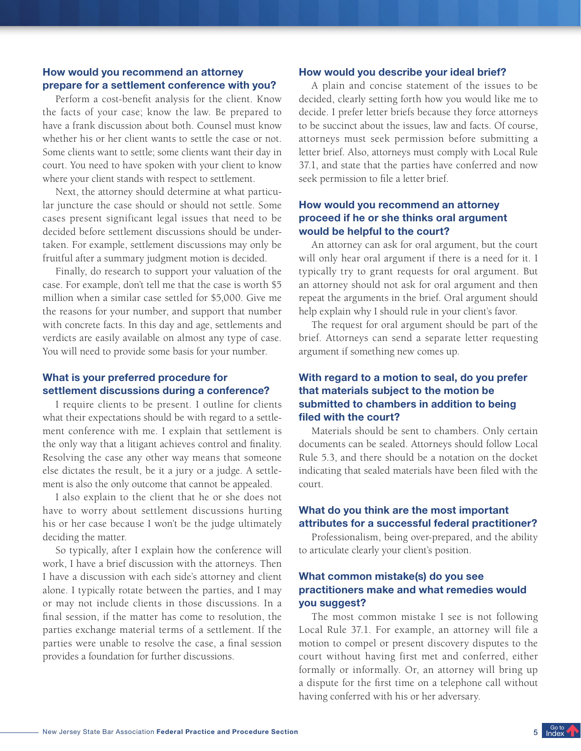### How would you recommend an attorney prepare for a settlement conference with you?

Perform a cost-benefit analysis for the client. Know the facts of your case; know the law. Be prepared to have a frank discussion about both. Counsel must know whether his or her client wants to settle the case or not. Some clients want to settle; some clients want their day in court. You need to have spoken with your client to know where your client stands with respect to settlement.

Next, the attorney should determine at what particular juncture the case should or should not settle. Some cases present significant legal issues that need to be decided before settlement discussions should be undertaken. For example, settlement discussions may only be fruitful after a summary judgment motion is decided.

Finally, do research to support your valuation of the case. For example, don't tell me that the case is worth $5 million when a similar case settled for $5,000. Give me the reasons for your number, and support that number with concrete facts. In this day and age, settlements and verdicts are easily available on almost any type of case. You will need to provide some basis for your number.

### What is your preferred procedure for settlement discussions during a conference?

I require clients to be present. I outline for clients what their expectations should be with regard to a settlement conference with me. I explain that settlement is the only way that a litigant achieves control and finality. Resolving the case any other way means that someone else dictates the result, be it a jury or a judge. A settlement is also the only outcome that cannot be appealed.

I also explain to the client that he or she does not have to worry about settlement discussions hurting his or her case because I won't be the judge ultimately deciding the matter.

So typically, after I explain how the conference will work, I have a brief discussion with the attorneys. Then I have a discussion with each side's attorney and client alone. I typically rotate between the parties, and I may or may not include clients in those discussions. In a final session, if the matter has come to resolution, the parties exchange material terms of a settlement. If the parties were unable to resolve the case, a final session provides a foundation for further discussions.

### How would you describe your ideal brief?

A plain and concise statement of the issues to be decided, clearly setting forth how you would like me to decide. I prefer letter briefs because they force attorneys to be succinct about the issues, law and facts. Of course, attorneys must seek permission before submitting a letter brief. Also, attorneys must comply with Local Rule 37.1, and state that the parties have conferred and now seek permission to file a letter brief.

### How would you recommend an attorney proceed if he or she thinks oral argument would be helpful to the court?

An attorney can ask for oral argument, but the court will only hear oral argument if there is a need for it. I typically try to grant requests for oral argument. But an attorney should not ask for oral argument and then repeat the arguments in the brief. Oral argument should help explain why I should rule in your client's favor.

The request for oral argument should be part of the brief. Attorneys can send a separate letter requesting argument if something new comes up.

### With regard to a motion to seal, do you prefer that materials subject to the motion be submitted to chambers in addition to being filed with the court?

Materials should be sent to chambers. Only certain documents can be sealed. Attorneys should follow Local Rule 5.3, and there should be a notation on the docket indicating that sealed materials have been filed with the court.

### What do you think are the most important attributes for a successful federal practitioner?

Professionalism, being over-prepared, and the ability to articulate clearly your client's position.

### What common mistake(s) do you see practitioners make and what remedies would you suggest?

The most common mistake I see is not following Local Rule 37.1. For example, an attorney will file a motion to compel or present discovery disputes to the court without having first met and conferred, either formally or informally. Or, an attorney will bring up a dispute for the first time on a telephone call without having conferred with his or her adversary.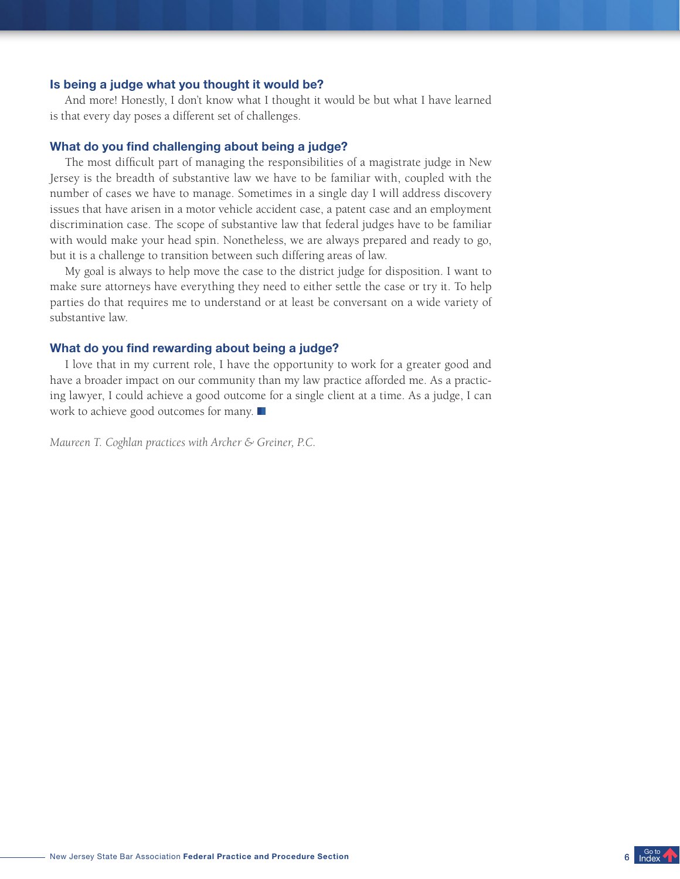### Is being a judge what you thought it would be?

And more! Honestly, I don't know what I thought it would be but what I have learned is that every day poses a different set of challenges.

### What do you find challenging about being a judge?

The most difficult part of managing the responsibilities of a magistrate judge in New Jersey is the breadth of substantive law we have to be familiar with, coupled with the number of cases we have to manage. Sometimes in a single day I will address discovery issues that have arisen in a motor vehicle accident case, a patent case and an employment discrimination case. The scope of substantive law that federal judges have to be familiar with would make your head spin. Nonetheless, we are always prepared and ready to go, but it is a challenge to transition between such differing areas of law.

My goal is always to help move the case to the district judge for disposition. I want to make sure attorneys have everything they need to either settle the case or try it. To help parties do that requires me to understand or at least be conversant on a wide variety of substantive law.

### What do you find rewarding about being a judge?

I love that in my current role, I have the opportunity to work for a greater good and have a broader impact on our community than my law practice afforded me. As a practicing lawyer, I could achieve a good outcome for a single client at a time. As a judge, I can work to achieve good outcomes for many. ■

*Maureen T. Coghlan practices with Archer & Greiner, P.C.*